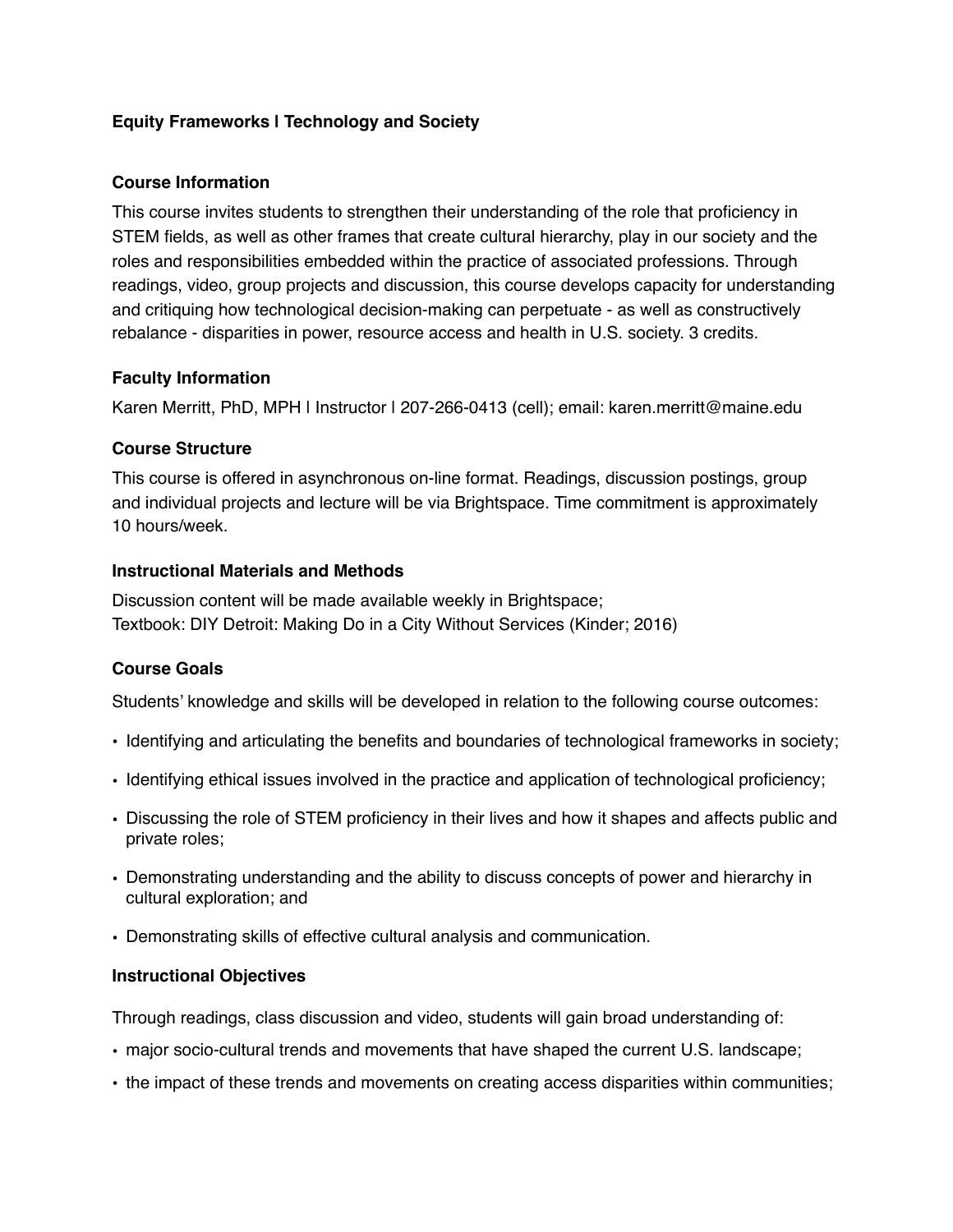**Equity Frameworks | Technology and Society**

**Course Information**

This course invites students to strengthen their understanding of the role that proficiency in STEM fields, as well as other frames that create cultural hierarchy, play in our society and the roles and responsibilities embedded within the practice of associated professions. Through readings, video, group projects and discussion, this course develops capacity for understanding and critiquing how technological decision-making can perpetuate - as well as constructively rebalance - disparities in power, resource access and health in U.S. society. 3 credits.

**Faculty Information**

Karen Merritt, PhD, MPH | Instructor | 207-266-0413 (cell); email: karen.merritt@maine.edu

**Course Structure**

This course is offered in asynchronous on-line format. Readings, discussion postings, group and individual projects and lecture will be via Brightspace. Time commitment is approximately 10 hours/week.

**Instructional Materials and Methods**

Discussion content will be made available weekly in Brightspace;
Textbook: DIY Detroit: Making Do in a City Without Services (Kinder; 2016)

**Course Goals**

Students' knowledge and skills will be developed in relation to the following course outcomes:

- Identifying and articulating the benefits and boundaries of technological frameworks in society;
- Identifying ethical issues involved in the practice and application of technological proficiency;
- Discussing the role of STEM proficiency in their lives and how it shapes and affects public and private roles;
- Demonstrating understanding and the ability to discuss concepts of power and hierarchy in cultural exploration; and
- Demonstrating skills of effective cultural analysis and communication.

**Instructional Objectives**

Through readings, class discussion and video, students will gain broad understanding of:

- major socio-cultural trends and movements that have shaped the current U.S. landscape;
- the impact of these trends and movements on creating access disparities within communities;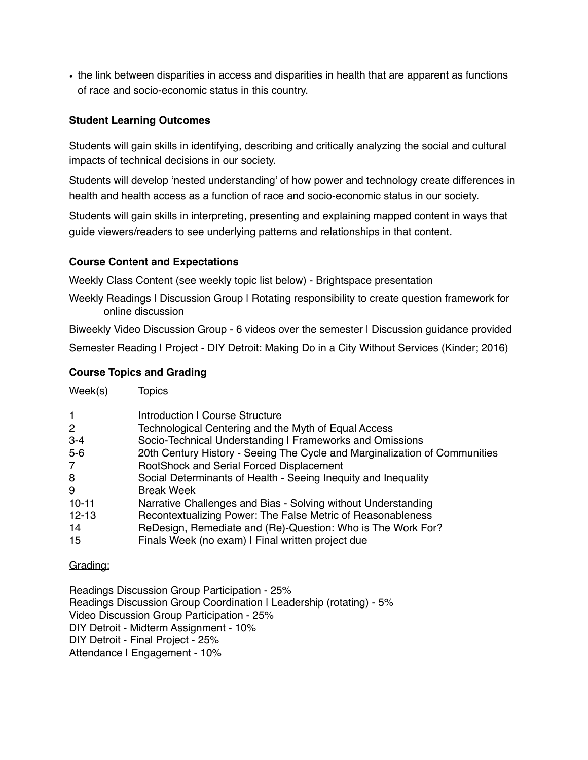- the link between disparities in access and disparities in health that are apparent as functions of race and socio-economic status in this country.

### Student Learning Outcomes

Students will gain skills in identifying, describing and critically analyzing the social and cultural impacts of technical decisions in our society.

Students will develop 'nested understanding' of how power and technology create differences in health and health access as a function of race and socio-economic status in our society.

Students will gain skills in interpreting, presenting and explaining mapped content in ways that guide viewers/readers to see underlying patterns and relationships in that content.

### Course Content and Expectations

Weekly Class Content (see weekly topic list below) - Brightspace presentation

Weekly Readings | Discussion Group | Rotating responsibility to create question framework for online discussion

Biweekly Video Discussion Group - 6 videos over the semester | Discussion guidance provided

Semester Reading | Project - DIY Detroit: Making Do in a City Without Services (Kinder; 2016)

### Course Topics and Grading

| <u>Week(s)</u> | <u>Topics</u> |
|---|---|
| 1 | Introduction \| Course Structure |
| 2 | Technological Centering and the Myth of Equal Access |
| 3-4 | Socio-Technical Understanding \| Frameworks and Omissions |
| 5-6 | 20th Century History - Seeing The Cycle and Marginalization of Communities |
| 7 | RootShock and Serial Forced Displacement |
| 8 | Social Determinants of Health - Seeing Inequity and Inequality |
| 9 | Break Week |
| 10-11 | Narrative Challenges and Bias - Solving without Understanding |
| 12-13 | Recontextualizing Power: The False Metric of Reasonableness |
| 14 | ReDesign, Remediate and (Re)-Question: Who is The Work For? |
| 15 | Finals Week (no exam) \| Final written project due |

<u>Grading:</u>

Readings Discussion Group Participation - 25%
Readings Discussion Group Coordination | Leadership (rotating) - 5%
Video Discussion Group Participation - 25%
DIY Detroit - Midterm Assignment - 10%
DIY Detroit - Final Project - 25%
Attendance | Engagement - 10%